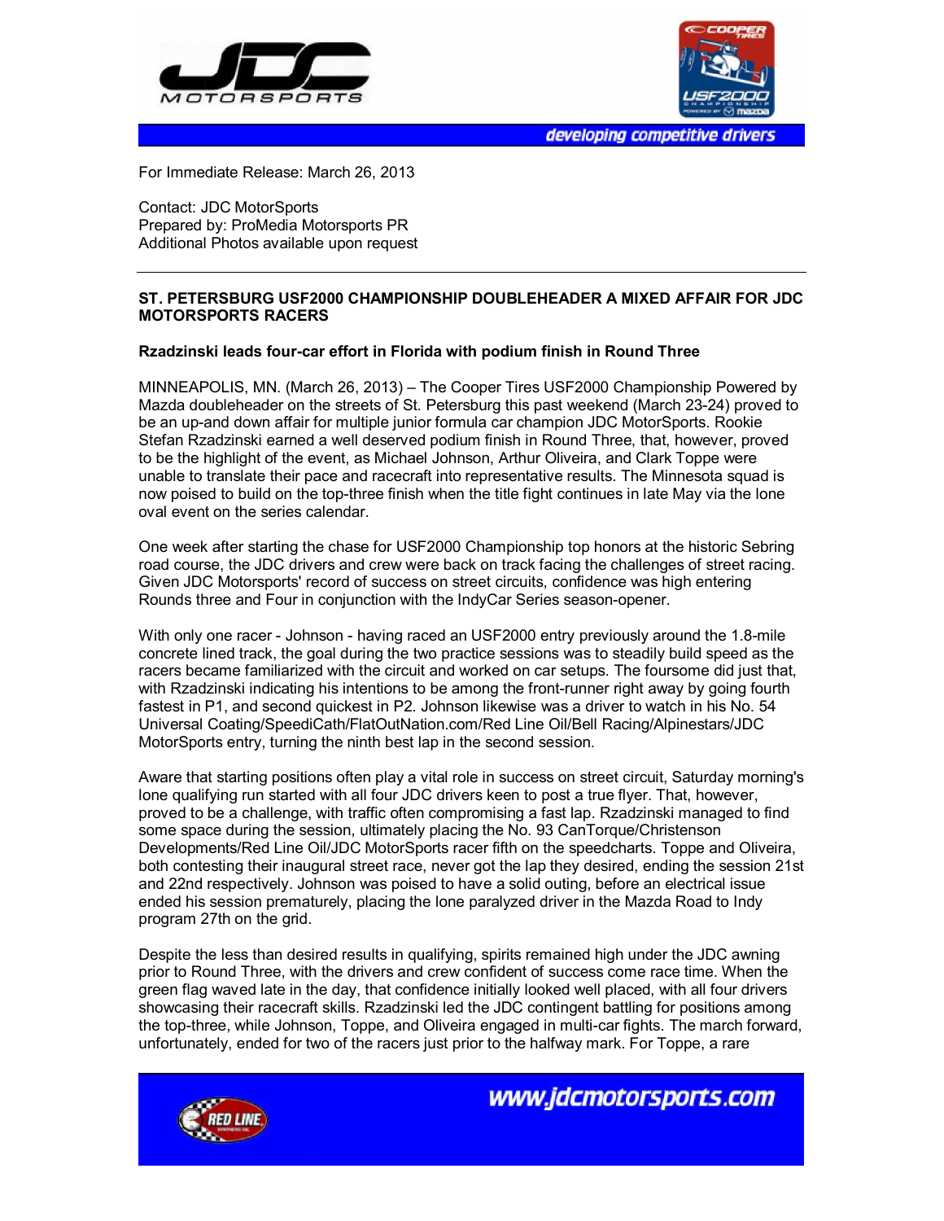For Immediate Release: March 26, 2013

Contact: JDC MotorSports
Prepared by: ProMedia Motorsports PR
Additional Photos available upon request

**ST. PETERSBURG USF2000 CHAMPIONSHIP DOUBLEHEADER A MIXED AFFAIR FOR JDC MOTORSPORTS RACERS**

**Rzadzinski leads four-car effort in Florida with podium finish in Round Three**

MINNEAPOLIS, MN. (March 26, 2013) – The Cooper Tires USF2000 Championship Powered by Mazda doubleheader on the streets of St. Petersburg this past weekend (March 23-24) proved to be an up-and down affair for multiple junior formula car champion JDC MotorSports. Rookie Stefan Rzadzinski earned a well deserved podium finish in Round Three, that, however, proved to be the highlight of the event, as Michael Johnson, Arthur Oliveira, and Clark Toppe were unable to translate their pace and racecraft into representative results. The Minnesota squad is now poised to build on the top-three finish when the title fight continues in late May via the lone oval event on the series calendar.

One week after starting the chase for USF2000 Championship top honors at the historic Sebring road course, the JDC drivers and crew were back on track facing the challenges of street racing. Given JDC Motorsports' record of success on street circuits, confidence was high entering Rounds three and Four in conjunction with the IndyCar Series season-opener.

With only one racer - Johnson - having raced an USF2000 entry previously around the 1.8-mile concrete lined track, the goal during the two practice sessions was to steadily build speed as the racers became familiarized with the circuit and worked on car setups. The foursome did just that, with Rzadzinski indicating his intentions to be among the front-runner right away by going fourth fastest in P1, and second quickest in P2. Johnson likewise was a driver to watch in his No. 54 Universal Coating/SpeediCath/FlatOutNation.com/Red Line Oil/Bell Racing/Alpinestars/JDC MotorSports entry, turning the ninth best lap in the second session.

Aware that starting positions often play a vital role in success on street circuit, Saturday morning's lone qualifying run started with all four JDC drivers keen to post a true flyer. That, however, proved to be a challenge, with traffic often compromising a fast lap. Rzadzinski managed to find some space during the session, ultimately placing the No. 93 CanTorque/Christenson Developments/Red Line Oil/JDC MotorSports racer fifth on the speedcharts. Toppe and Oliveira, both contesting their inaugural street race, never got the lap they desired, ending the session 21st and 22nd respectively. Johnson was poised to have a solid outing, before an electrical issue ended his session prematurely, placing the lone paralyzed driver in the Mazda Road to Indy program 27th on the grid.

Despite the less than desired results in qualifying, spirits remained high under the JDC awning prior to Round Three, with the drivers and crew confident of success come race time. When the green flag waved late in the day, that confidence initially looked well placed, with all four drivers showcasing their racecraft skills. Rzadzinski led the JDC contingent battling for positions among the top-three, while Johnson, Toppe, and Oliveira engaged in multi-car fights. The march forward, unfortunately, ended for two of the racers just prior to the halfway mark. For Toppe, a rare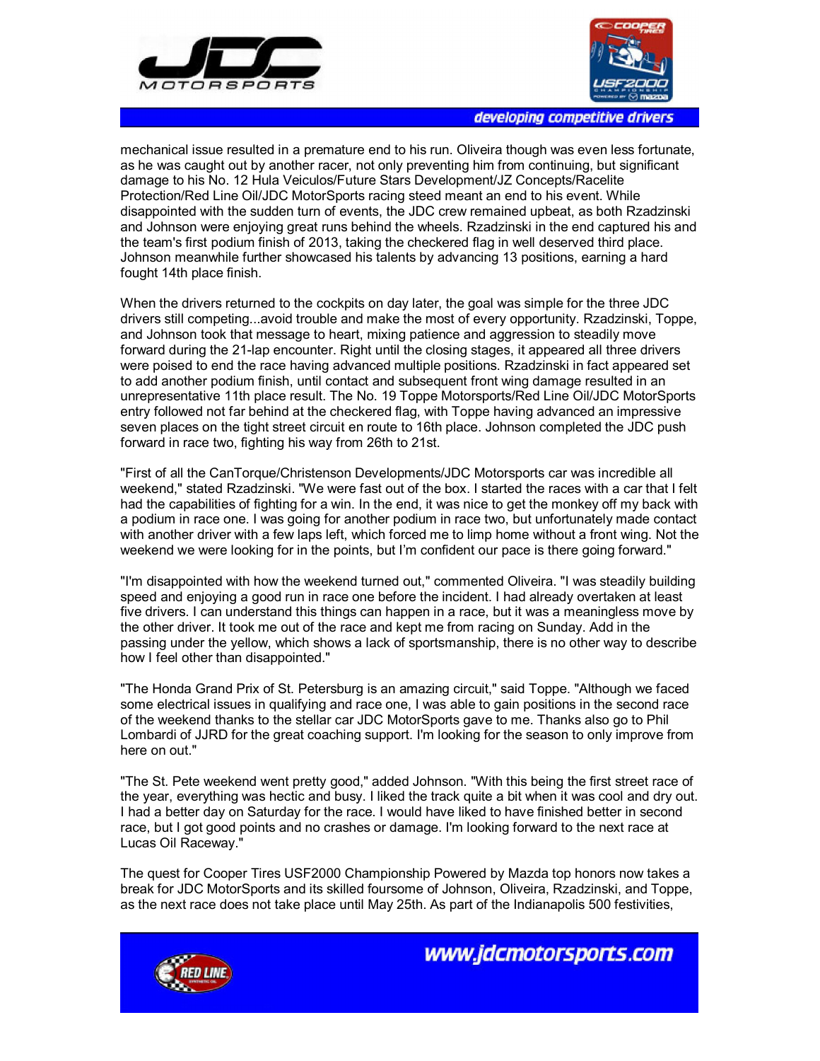mechanical issue resulted in a premature end to his run. Oliveira though was even less fortunate, as he was caught out by another racer, not only preventing him from continuing, but significant damage to his No. 12 Hula Veiculos/Future Stars Development/JZ Concepts/Racelite Protection/Red Line Oil/JDC MotorSports racing steed meant an end to his event. While disappointed with the sudden turn of events, the JDC crew remained upbeat, as both Rzadzinski and Johnson were enjoying great runs behind the wheels. Rzadzinski in the end captured his and the team's first podium finish of 2013, taking the checkered flag in well deserved third place. Johnson meanwhile further showcased his talents by advancing 13 positions, earning a hard fought 14th place finish.

When the drivers returned to the cockpits on day later, the goal was simple for the three JDC drivers still competing...avoid trouble and make the most of every opportunity. Rzadzinski, Toppe, and Johnson took that message to heart, mixing patience and aggression to steadily move forward during the 21-lap encounter. Right until the closing stages, it appeared all three drivers were poised to end the race having advanced multiple positions. Rzadzinski in fact appeared set to add another podium finish, until contact and subsequent front wing damage resulted in an unrepresentative 11th place result. The No. 19 Toppe Motorsports/Red Line Oil/JDC MotorSports entry followed not far behind at the checkered flag, with Toppe having advanced an impressive seven places on the tight street circuit en route to 16th place. Johnson completed the JDC push forward in race two, fighting his way from 26th to 21st.

"First of all the CanTorque/Christenson Developments/JDC Motorsports car was incredible all weekend," stated Rzadzinski. "We were fast out of the box. I started the races with a car that I felt had the capabilities of fighting for a win. In the end, it was nice to get the monkey off my back with a podium in race one. I was going for another podium in race two, but unfortunately made contact with another driver with a few laps left, which forced me to limp home without a front wing. Not the weekend we were looking for in the points, but I'm confident our pace is there going forward."

"I'm disappointed with how the weekend turned out," commented Oliveira. "I was steadily building speed and enjoying a good run in race one before the incident. I had already overtaken at least five drivers. I can understand this things can happen in a race, but it was a meaningless move by the other driver. It took me out of the race and kept me from racing on Sunday. Add in the passing under the yellow, which shows a lack of sportsmanship, there is no other way to describe how I feel other than disappointed."

"The Honda Grand Prix of St. Petersburg is an amazing circuit," said Toppe. "Although we faced some electrical issues in qualifying and race one, I was able to gain positions in the second race of the weekend thanks to the stellar car JDC MotorSports gave to me. Thanks also go to Phil Lombardi of JJRD for the great coaching support. I'm looking for the season to only improve from here on out."

"The St. Pete weekend went pretty good," added Johnson. "With this being the first street race of the year, everything was hectic and busy. I liked the track quite a bit when it was cool and dry out. I had a better day on Saturday for the race. I would have liked to have finished better in second race, but I got good points and no crashes or damage. I'm looking forward to the next race at Lucas Oil Raceway."

The quest for Cooper Tires USF2000 Championship Powered by Mazda top honors now takes a break for JDC MotorSports and its skilled foursome of Johnson, Oliveira, Rzadzinski, and Toppe, as the next race does not take place until May 25th. As part of the Indianapolis 500 festivities,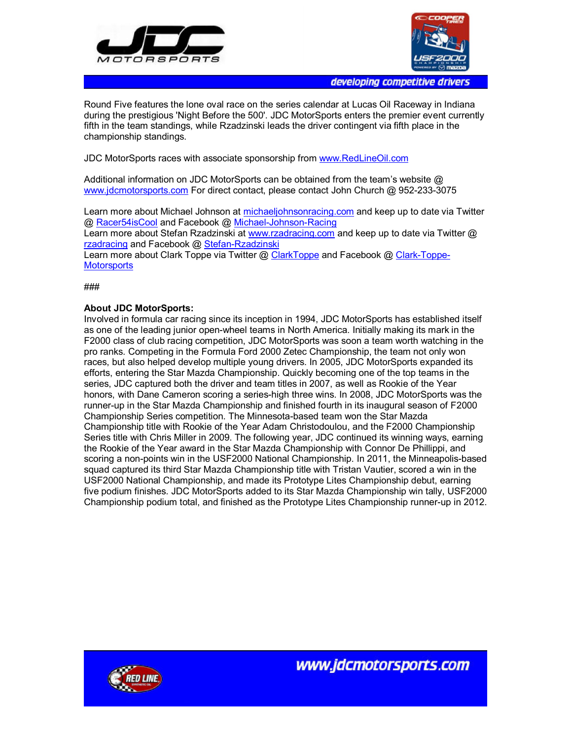Round Five features the lone oval race on the series calendar at Lucas Oil Raceway in Indiana during the prestigious 'Night Before the 500'. JDC MotorSports enters the premier event currently fifth in the team standings, while Rzadzinski leads the driver contingent via fifth place in the championship standings.

JDC MotorSports races with associate sponsorship from www.RedLineOil.com

Additional information on JDC MotorSports can be obtained from the team's website @ www.jdcmotorsports.com For direct contact, please contact John Church @ 952-233-3075

Learn more about Michael Johnson at michaeljohnsonracing.com and keep up to date via Twitter @ Racer54isCool and Facebook @ Michael-Johnson-Racing
Learn more about Stefan Rzadzinski at www.rzadracing.com and keep up to date via Twitter @ rzadracing and Facebook @ Stefan-Rzadzinski
Learn more about Clark Toppe via Twitter @ ClarkToppe and Facebook @ Clark-Toppe-Motorsports

###

**About JDC MotorSports:**
Involved in formula car racing since its inception in 1994, JDC MotorSports has established itself as one of the leading junior open-wheel teams in North America. Initially making its mark in the F2000 class of club racing competition, JDC MotorSports was soon a team worth watching in the pro ranks. Competing in the Formula Ford 2000 Zetec Championship, the team not only won races, but also helped develop multiple young drivers. In 2005, JDC MotorSports expanded its efforts, entering the Star Mazda Championship. Quickly becoming one of the top teams in the series, JDC captured both the driver and team titles in 2007, as well as Rookie of the Year honors, with Dane Cameron scoring a series-high three wins. In 2008, JDC MotorSports was the runner-up in the Star Mazda Championship and finished fourth in its inaugural season of F2000 Championship Series competition. The Minnesota-based team won the Star Mazda Championship title with Rookie of the Year Adam Christodoulou, and the F2000 Championship Series title with Chris Miller in 2009. The following year, JDC continued its winning ways, earning the Rookie of the Year award in the Star Mazda Championship with Connor De Phillippi, and scoring a non-points win in the USF2000 National Championship. In 2011, the Minneapolis-based squad captured its third Star Mazda Championship title with Tristan Vautier, scored a win in the USF2000 National Championship, and made its Prototype Lites Championship debut, earning five podium finishes. JDC MotorSports added to its Star Mazda Championship win tally, USF2000 Championship podium total, and finished as the Prototype Lites Championship runner-up in 2012.